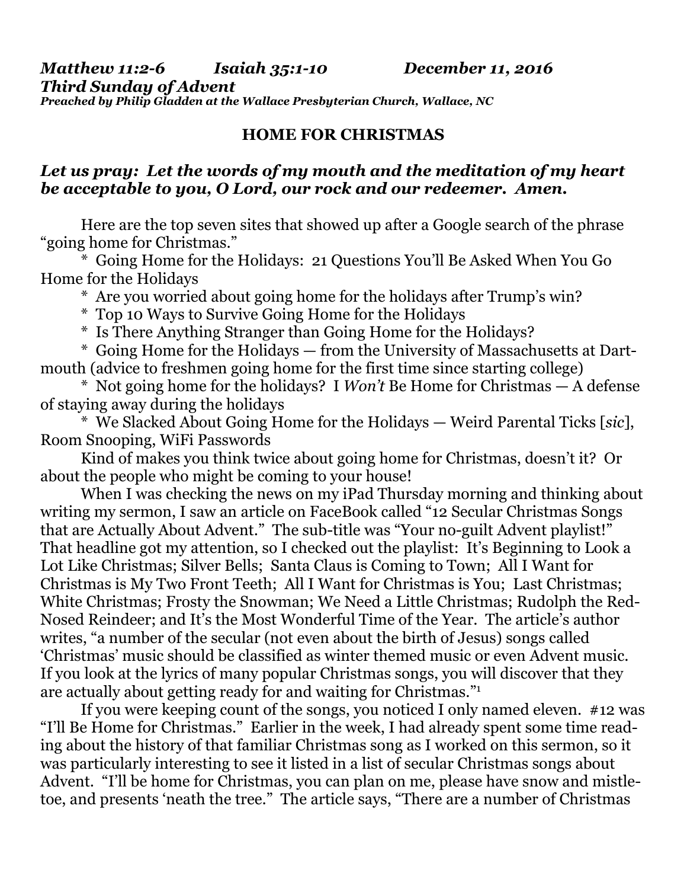***Matthew 11:2-6 Isaiah 35:1-10 December 11, 2016***
***Third Sunday of Advent***
***Preached by Philip Gladden at the Wallace Presbyterian Church, Wallace, NC***

## HOME FOR CHRISTMAS

***Let us pray: Let the words of my mouth and the meditation of my heart be acceptable to you, O Lord, our rock and our redeemer. Amen.***

Here are the top seven sites that showed up after a Google search of the phrase "going home for Christmas."

* Going Home for the Holidays: 21 Questions You'll Be Asked When You Go Home for the Holidays
* Are you worried about going home for the holidays after Trump's win?
* Top 10 Ways to Survive Going Home for the Holidays
* Is There Anything Stranger than Going Home for the Holidays?
* Going Home for the Holidays — from the University of Massachusetts at Dartmouth (advice to freshmen going home for the first time since starting college)
* Not going home for the holidays? I *Won't* Be Home for Christmas — A defense of staying away during the holidays
* We Slacked About Going Home for the Holidays — Weird Parental Ticks [*sic*], Room Snooping, WiFi Passwords

Kind of makes you think twice about going home for Christmas, doesn't it? Or about the people who might be coming to your house!

When I was checking the news on my iPad Thursday morning and thinking about writing my sermon, I saw an article on FaceBook called "12 Secular Christmas Songs that are Actually About Advent." The sub-title was "Your no-guilt Advent playlist!" That headline got my attention, so I checked out the playlist: It's Beginning to Look a Lot Like Christmas; Silver Bells; Santa Claus is Coming to Town; All I Want for Christmas is My Two Front Teeth; All I Want for Christmas is You; Last Christmas; White Christmas; Frosty the Snowman; We Need a Little Christmas; Rudolph the Red-Nosed Reindeer; and It's the Most Wonderful Time of the Year. The article's author writes, "a number of the secular (not even about the birth of Jesus) songs called 'Christmas' music should be classified as winter themed music or even Advent music. If you look at the lyrics of many popular Christmas songs, you will discover that they are actually about getting ready for and waiting for Christmas."[1]

If you were keeping count of the songs, you noticed I only named eleven. #12 was "I'll Be Home for Christmas." Earlier in the week, I had already spent some time reading about the history of that familiar Christmas song as I worked on this sermon, so it was particularly interesting to see it listed in a list of secular Christmas songs about Advent. "I'll be home for Christmas, you can plan on me, please have snow and mistletoe, and presents 'neath the tree." The article says, "There are a number of Christmas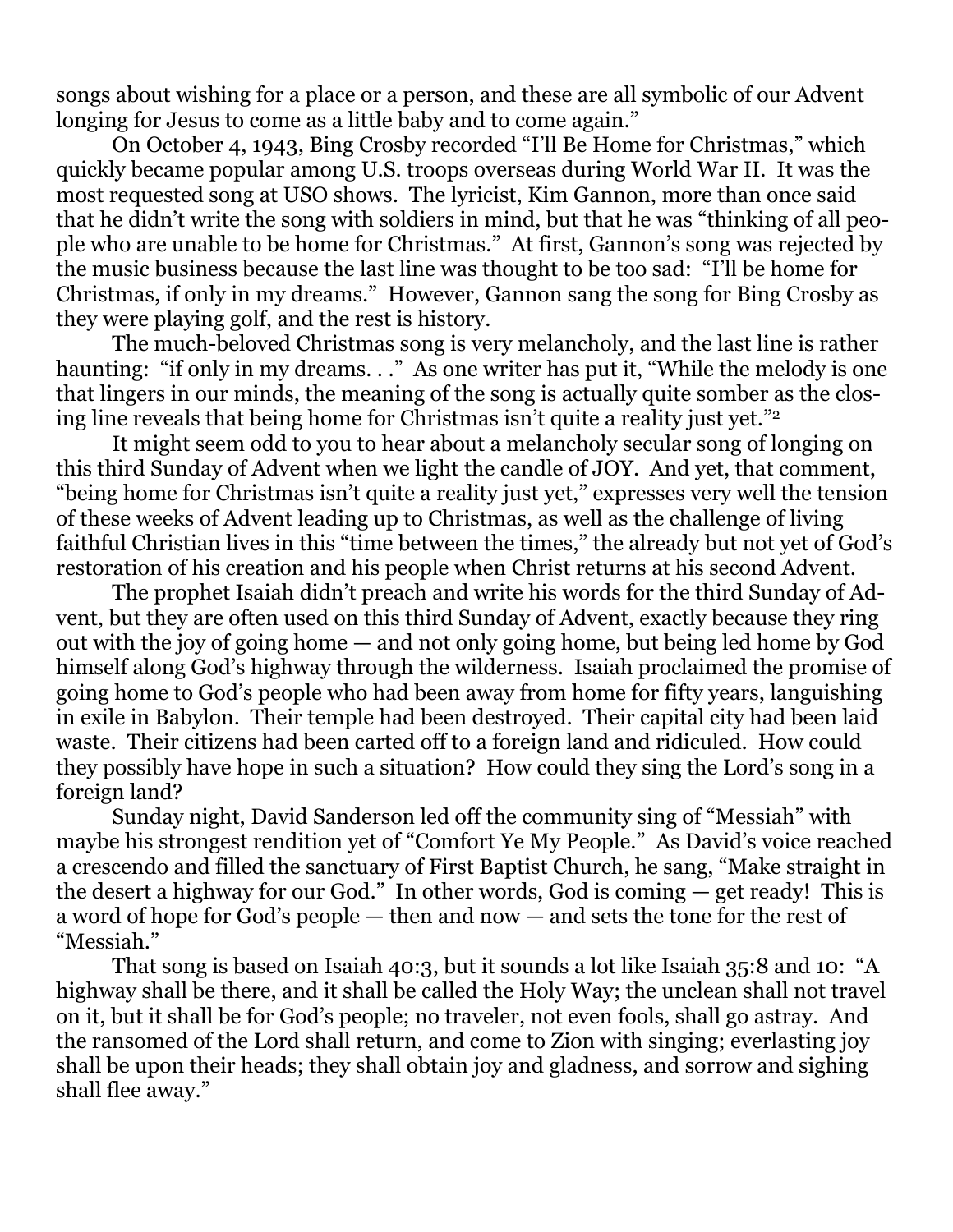songs about wishing for a place or a person, and these are all symbolic of our Advent longing for Jesus to come as a little baby and to come again."

On October 4, 1943, Bing Crosby recorded "I'll Be Home for Christmas," which quickly became popular among U.S. troops overseas during World War II. It was the most requested song at USO shows. The lyricist, Kim Gannon, more than once said that he didn't write the song with soldiers in mind, but that he was "thinking of all people who are unable to be home for Christmas." At first, Gannon's song was rejected by the music business because the last line was thought to be too sad: "I'll be home for Christmas, if only in my dreams." However, Gannon sang the song for Bing Crosby as they were playing golf, and the rest is history.

The much-beloved Christmas song is very melancholy, and the last line is rather haunting: "if only in my dreams. . ." As one writer has put it, "While the melody is one that lingers in our minds, the meaning of the song is actually quite somber as the closing line reveals that being home for Christmas isn't quite a reality just yet."[2]

It might seem odd to you to hear about a melancholy secular song of longing on this third Sunday of Advent when we light the candle of JOY. And yet, that comment, "being home for Christmas isn't quite a reality just yet," expresses very well the tension of these weeks of Advent leading up to Christmas, as well as the challenge of living faithful Christian lives in this "time between the times," the already but not yet of God's restoration of his creation and his people when Christ returns at his second Advent.

The prophet Isaiah didn't preach and write his words for the third Sunday of Advent, but they are often used on this third Sunday of Advent, exactly because they ring out with the joy of going home — and not only going home, but being led home by God himself along God's highway through the wilderness. Isaiah proclaimed the promise of going home to God's people who had been away from home for fifty years, languishing in exile in Babylon. Their temple had been destroyed. Their capital city had been laid waste. Their citizens had been carted off to a foreign land and ridiculed. How could they possibly have hope in such a situation? How could they sing the Lord's song in a foreign land?

Sunday night, David Sanderson led off the community sing of "Messiah" with maybe his strongest rendition yet of "Comfort Ye My People." As David's voice reached a crescendo and filled the sanctuary of First Baptist Church, he sang, "Make straight in the desert a highway for our God." In other words, God is coming — get ready! This is a word of hope for God's people — then and now — and sets the tone for the rest of "Messiah."

That song is based on Isaiah 40:3, but it sounds a lot like Isaiah 35:8 and 10: "A highway shall be there, and it shall be called the Holy Way; the unclean shall not travel on it, but it shall be for God's people; no traveler, not even fools, shall go astray. And the ransomed of the Lord shall return, and come to Zion with singing; everlasting joy shall be upon their heads; they shall obtain joy and gladness, and sorrow and sighing shall flee away."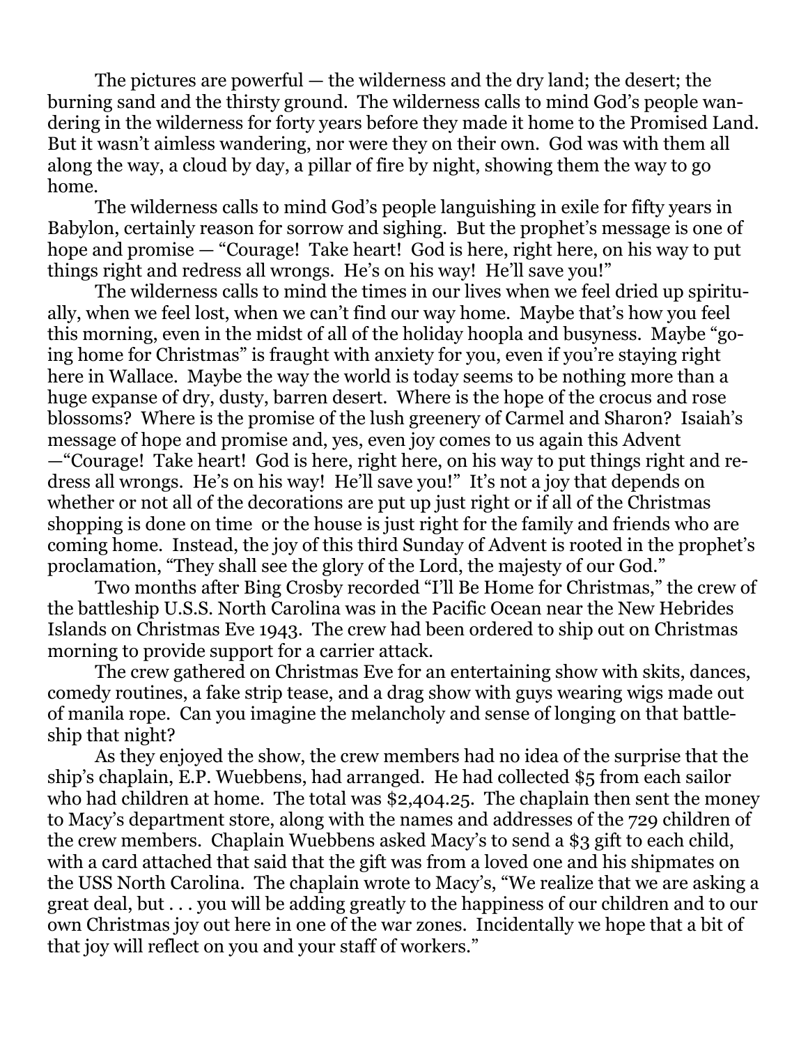The pictures are powerful — the wilderness and the dry land; the desert; the burning sand and the thirsty ground. The wilderness calls to mind God's people wandering in the wilderness for forty years before they made it home to the Promised Land. But it wasn't aimless wandering, nor were they on their own. God was with them all along the way, a cloud by day, a pillar of fire by night, showing them the way to go home.

The wilderness calls to mind God's people languishing in exile for fifty years in Babylon, certainly reason for sorrow and sighing. But the prophet's message is one of hope and promise — "Courage! Take heart! God is here, right here, on his way to put things right and redress all wrongs. He's on his way! He'll save you!"

The wilderness calls to mind the times in our lives when we feel dried up spiritually, when we feel lost, when we can't find our way home. Maybe that's how you feel this morning, even in the midst of all of the holiday hoopla and busyness. Maybe "going home for Christmas" is fraught with anxiety for you, even if you're staying right here in Wallace. Maybe the way the world is today seems to be nothing more than a huge expanse of dry, dusty, barren desert. Where is the hope of the crocus and rose blossoms? Where is the promise of the lush greenery of Carmel and Sharon? Isaiah's message of hope and promise and, yes, even joy comes to us again this Advent —"Courage! Take heart! God is here, right here, on his way to put things right and redress all wrongs. He's on his way! He'll save you!" It's not a joy that depends on whether or not all of the decorations are put up just right or if all of the Christmas shopping is done on time or the house is just right for the family and friends who are coming home. Instead, the joy of this third Sunday of Advent is rooted in the prophet's proclamation, "They shall see the glory of the Lord, the majesty of our God."

Two months after Bing Crosby recorded "I'll Be Home for Christmas," the crew of the battleship U.S.S. North Carolina was in the Pacific Ocean near the New Hebrides Islands on Christmas Eve 1943. The crew had been ordered to ship out on Christmas morning to provide support for a carrier attack.

The crew gathered on Christmas Eve for an entertaining show with skits, dances, comedy routines, a fake strip tease, and a drag show with guys wearing wigs made out of manila rope. Can you imagine the melancholy and sense of longing on that battleship that night?

As they enjoyed the show, the crew members had no idea of the surprise that the ship's chaplain, E.P. Wuebbens, had arranged. He had collected $5 from each sailor who had children at home. The total was $2,404.25. The chaplain then sent the money to Macy's department store, along with the names and addresses of the 729 children of the crew members. Chaplain Wuebbens asked Macy's to send a $3 gift to each child, with a card attached that said that the gift was from a loved one and his shipmates on the USS North Carolina. The chaplain wrote to Macy's, "We realize that we are asking a great deal, but . . . you will be adding greatly to the happiness of our children and to our own Christmas joy out here in one of the war zones. Incidentally we hope that a bit of that joy will reflect on you and your staff of workers."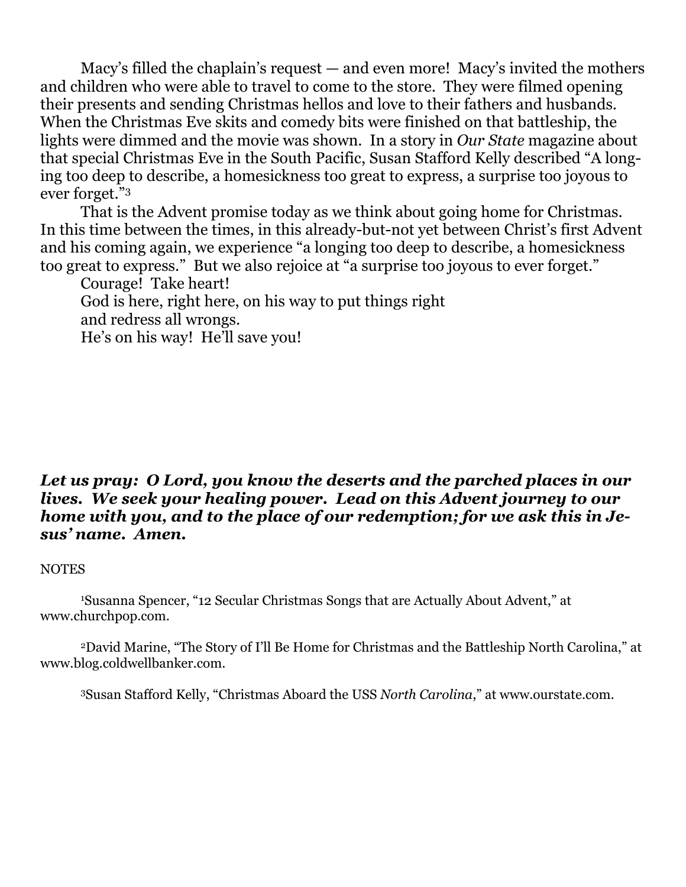Macy's filled the chaplain's request — and even more! Macy's invited the mothers and children who were able to travel to come to the store. They were filmed opening their presents and sending Christmas hellos and love to their fathers and husbands. When the Christmas Eve skits and comedy bits were finished on that battleship, the lights were dimmed and the movie was shown. In a story in *Our State* magazine about that special Christmas Eve in the South Pacific, Susan Stafford Kelly described "A longing too deep to describe, a homesickness too great to express, a surprise too joyous to ever forget."[3]

That is the Advent promise today as we think about going home for Christmas. In this time between the times, in this already-but-not yet between Christ's first Advent and his coming again, we experience "a longing too deep to describe, a homesickness too great to express." But we also rejoice at "a surprise too joyous to ever forget."

Courage! Take heart!
God is here, right here, on his way to put things right
and redress all wrongs.
He's on his way! He'll save you!

***Let us pray: O Lord, you know the deserts and the parched places in our lives. We seek your healing power. Lead on this Advent journey to our home with you, and to the place of our redemption; for we ask this in Jesus' name. Amen.***

NOTES

[1]Susanna Spencer, "12 Secular Christmas Songs that are Actually About Advent," at www.churchpop.com.

[2]David Marine, "The Story of I'll Be Home for Christmas and the Battleship North Carolina," at www.blog.coldwellbanker.com.

[3]Susan Stafford Kelly, "Christmas Aboard the USS *North Carolina*," at www.ourstate.com.